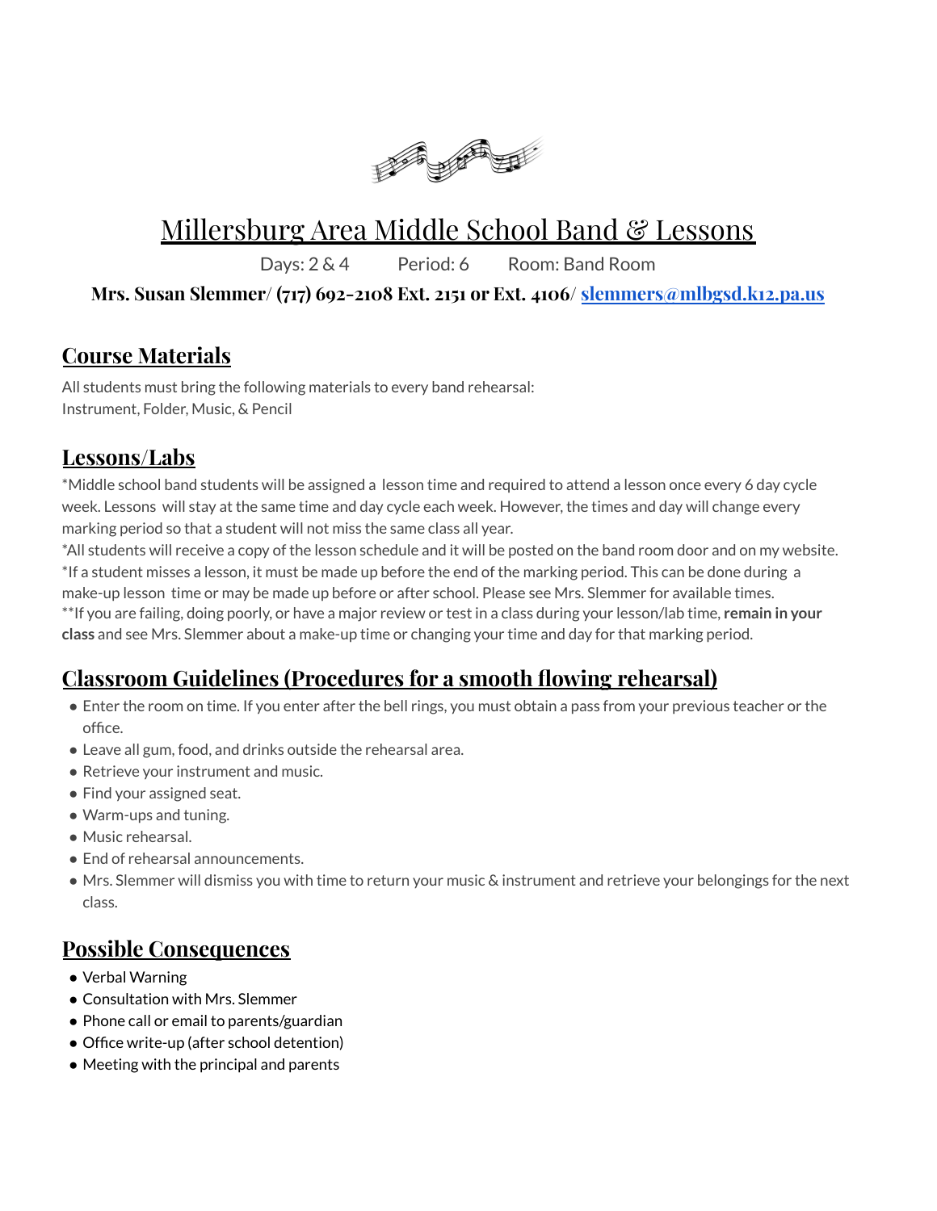# Millersburg Area Middle School Band & Lessons

Days: 2 & 4 Period: 6 Room: Band Room

**Mrs. Susan Slemmer/ (717) 692-2108 Ext. 2151 or Ext. 4106/ slemmers@mlbgsd.k12.pa.us**

## Course Materials

All students must bring the following materials to every band rehearsal:
Instrument, Folder, Music, & Pencil

## Lessons/Labs

*Middle school band students will be assigned a lesson time and required to attend a lesson once every 6 day cycle week. Lessons will stay at the same time and day cycle each week. However, the times and day will change every marking period so that a student will not miss the same class all year.

*All students will receive a copy of the lesson schedule and it will be posted on the band room door and on my website.

*If a student misses a lesson, it must be made up before the end of the marking period. This can be done during a make-up lesson time or may be made up before or after school. Please see Mrs. Slemmer for available times.

**If you are failing, doing poorly, or have a major review or test in a class during your lesson/lab time, **remain in your class** and see Mrs. Slemmer about a make-up time or changing your time and day for that marking period.

## Classroom Guidelines (Procedures for a smooth flowing rehearsal)

- Enter the room on time. If you enter after the bell rings, you must obtain a pass from your previous teacher or the office.
- Leave all gum, food, and drinks outside the rehearsal area.
- Retrieve your instrument and music.
- Find your assigned seat.
- Warm-ups and tuning.
- Music rehearsal.
- End of rehearsal announcements.
- Mrs. Slemmer will dismiss you with time to return your music & instrument and retrieve your belongings for the next class.

## Possible Consequences

- Verbal Warning
- Consultation with Mrs. Slemmer
- Phone call or email to parents/guardian
- Office write-up (after school detention)
- Meeting with the principal and parents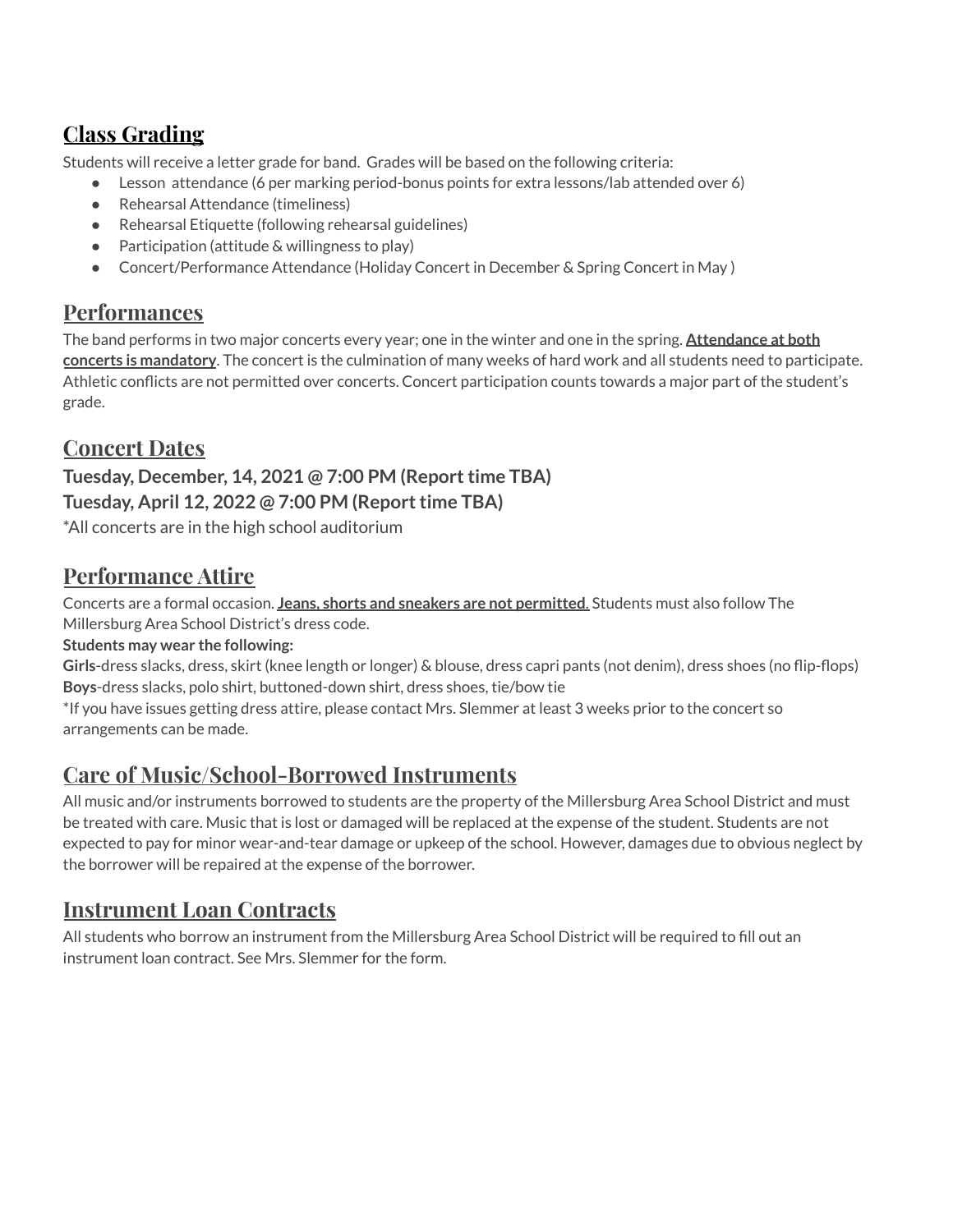## Class Grading

Students will receive a letter grade for band. Grades will be based on the following criteria:

- Lesson attendance (6 per marking period-bonus points for extra lessons/lab attended over 6)
- Rehearsal Attendance (timeliness)
- Rehearsal Etiquette (following rehearsal guidelines)
- Participation (attitude & willingness to play)
- Concert/Performance Attendance (Holiday Concert in December & Spring Concert in May )

## Performances

The band performs in two major concerts every year; one in the winter and one in the spring. **Attendance at both concerts is mandatory**. The concert is the culmination of many weeks of hard work and all students need to participate. Athletic conflicts are not permitted over concerts. Concert participation counts towards a major part of the student's grade.

## Concert Dates

**Tuesday, December, 14, 2021 @ 7:00 PM (Report time TBA)**
**Tuesday, April 12, 2022 @ 7:00 PM (Report time TBA)**
*All concerts are in the high school auditorium

## Performance Attire

Concerts are a formal occasion. **Jeans, shorts and sneakers are not permitted.** Students must also follow The Millersburg Area School District's dress code.

**Students may wear the following:**

**Girls**-dress slacks, dress, skirt (knee length or longer) & blouse, dress capri pants (not denim), dress shoes (no flip-flops)
**Boys**-dress slacks, polo shirt, buttoned-down shirt, dress shoes, tie/bow tie

*If you have issues getting dress attire, please contact Mrs. Slemmer at least 3 weeks prior to the concert so arrangements can be made.

## Care of Music/School-Borrowed Instruments

All music and/or instruments borrowed to students are the property of the Millersburg Area School District and must be treated with care. Music that is lost or damaged will be replaced at the expense of the student. Students are not expected to pay for minor wear-and-tear damage or upkeep of the school. However, damages due to obvious neglect by the borrower will be repaired at the expense of the borrower.

## Instrument Loan Contracts

All students who borrow an instrument from the Millersburg Area School District will be required to fill out an instrument loan contract. See Mrs. Slemmer for the form.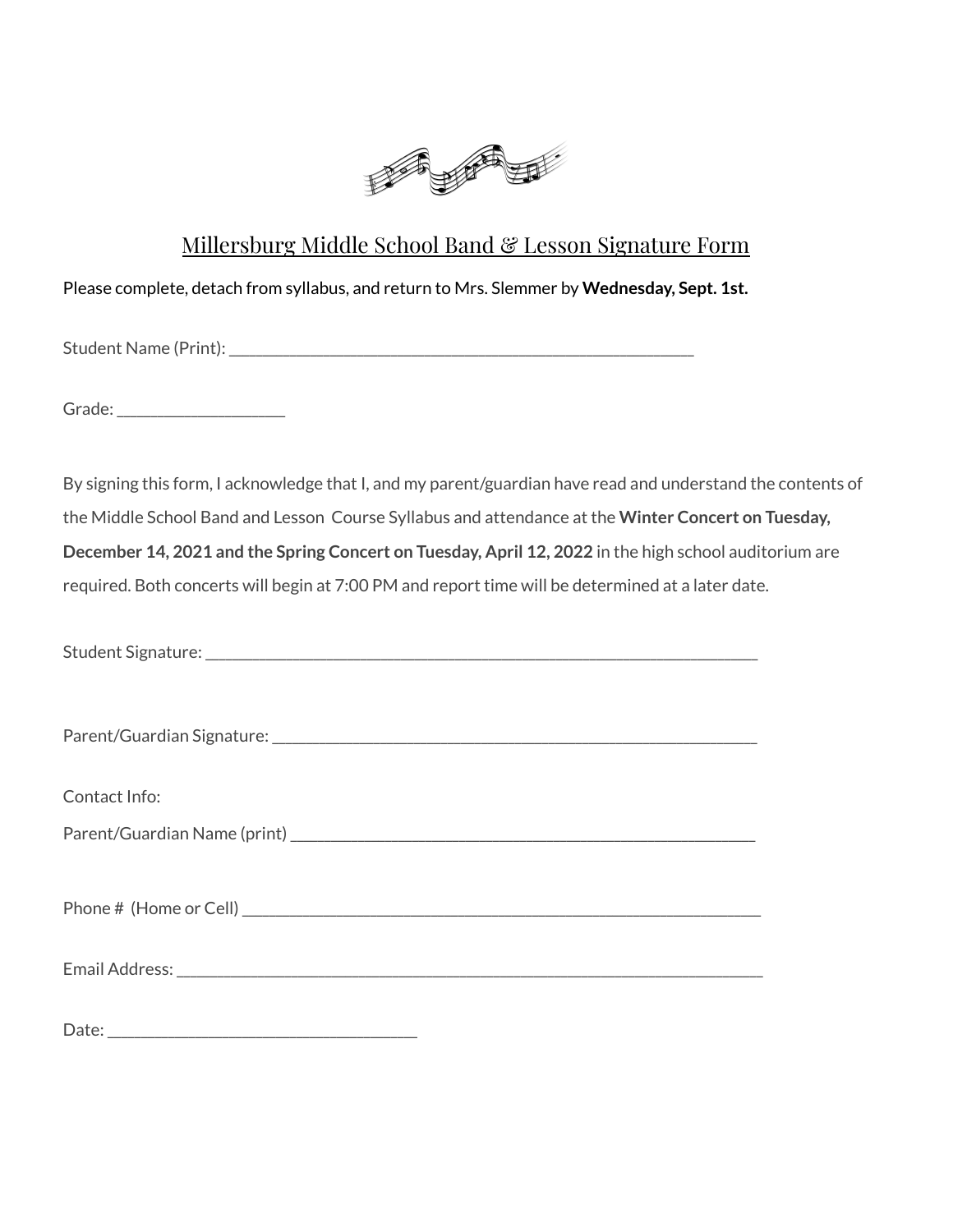# Millersburg Middle School Band & Lesson Signature Form

Please complete, detach from syllabus, and return to Mrs. Slemmer by **Wednesday, Sept. 1st.**

Student Name (Print): ____________________________________________________________

Grade: ______________________

By signing this form, I acknowledge that I, and my parent/guardian have read and understand the contents of the Middle School Band and Lesson Course Syllabus and attendance at the **Winter Concert on Tuesday, December 14, 2021 and the Spring Concert on Tuesday, April 12, 2022** in the high school auditorium are required. Both concerts will begin at 7:00 PM and report time will be determined at a later date.

Student Signature: ________________________________________________________________________

Parent/Guardian Signature: _______________________________________________________________

Contact Info:

Parent/Guardian Name (print) ____________________________________________________________

Phone # (Home or Cell) ___________________________________________________________________

Email Address: ____________________________________________________________________________

Date: ________________________________________